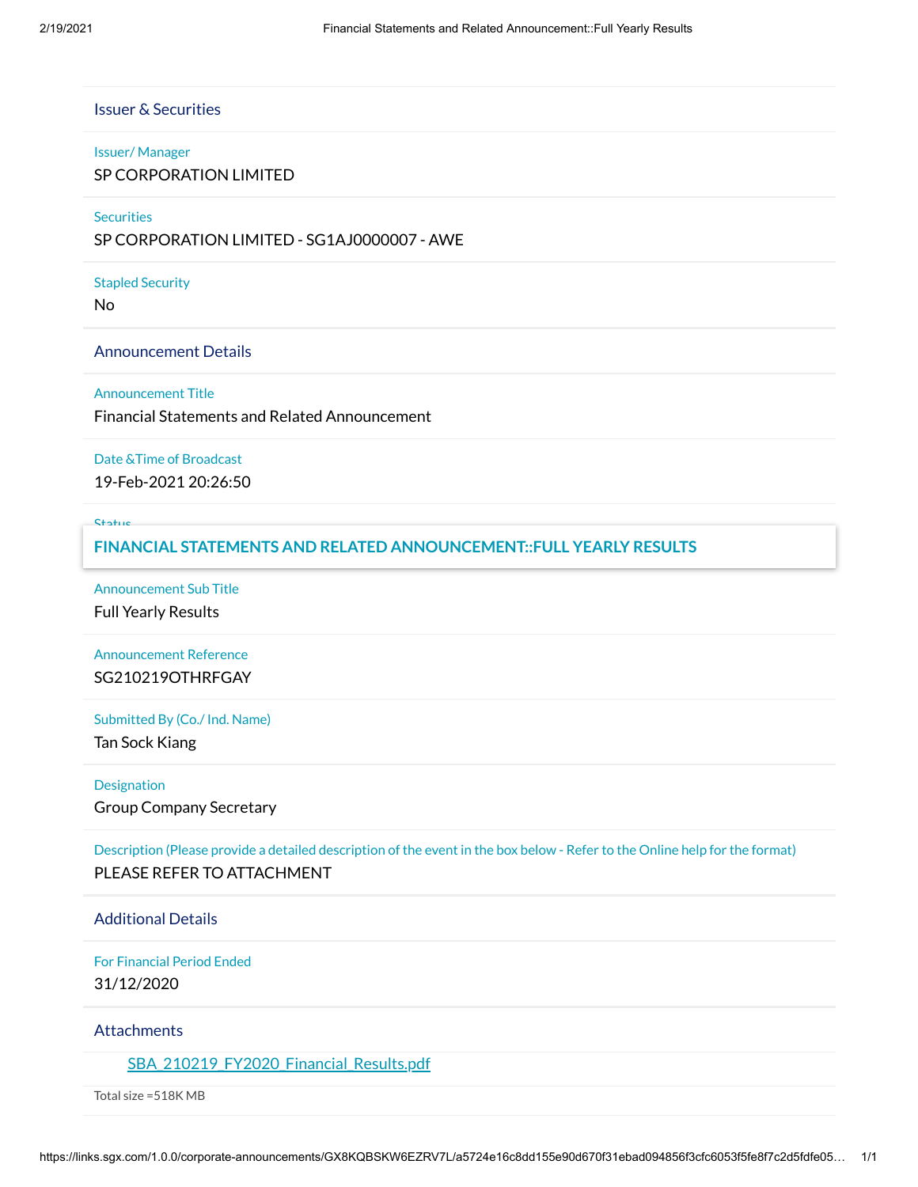## Issuer & Securities

**Issuer/ Manager**

SP CORPORATION LIMITED

**Securities**

SP CORPORATION LIMITED - SG1AJ0000007 - AWE

**Stapled Security**

No

## Announcement Details

**Announcement Title**

Financial Statements and Related Announcement

**Date &Time of Broadcast**

19-Feb-2021 20:26:50

**Status**

### FINANCIAL STATEMENTS AND RELATED ANNOUNCEMENT::FULL YEARLY RESULTS

**Announcement Sub Title**

Full Yearly Results

**Announcement Reference**

SG210219OTHRFGAY

**Submitted By (Co./ Ind. Name)**

Tan Sock Kiang

**Designation**

Group Company Secretary

**Description (Please provide a detailed description of the event in the box below - Refer to the Online help for the format)**

PLEASE REFER TO ATTACHMENT

## Additional Details

**For Financial Period Ended**

31/12/2020

## Attachments

SBA_210219_FY2020_Financial_Results.pdf

Total size =518K MB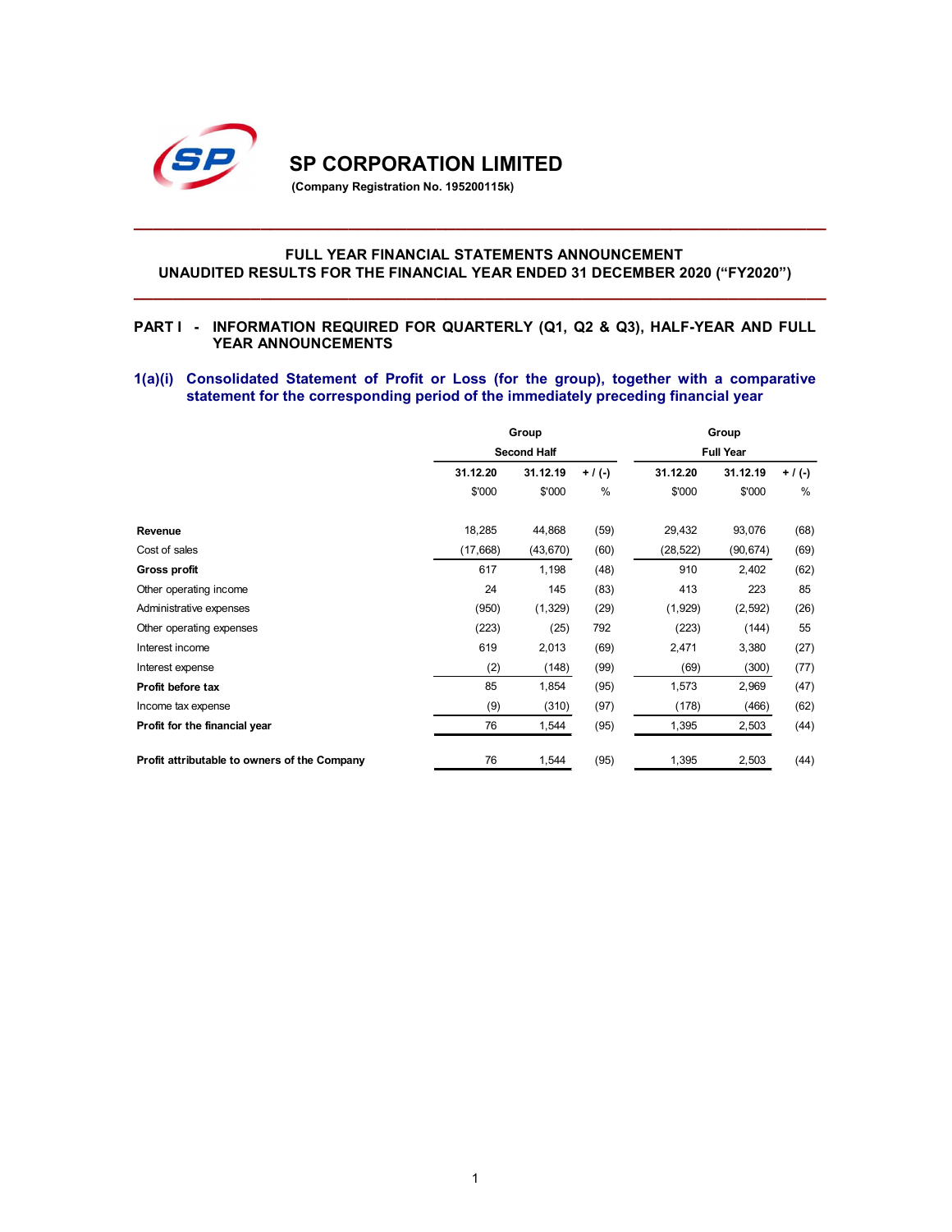# SP CORPORATION LIMITED

**(Company Registration No. 195200115k)**

## FULL YEAR FINANCIAL STATEMENTS ANNOUNCEMENT
## UNAUDITED RESULTS FOR THE FINANCIAL YEAR ENDED 31 DECEMBER 2020 ("FY2020")

### PART I - INFORMATION REQUIRED FOR QUARTERLY (Q1, Q2 & Q3), HALF-YEAR AND FULL YEAR ANNOUNCEMENTS

### 1(a)(i) Consolidated Statement of Profit or Loss (for the group), together with a comparative statement for the corresponding period of the immediately preceding financial year

| | Group | | | Group | | |
|---|---|---|---|---|---|---|
| | Second Half | | | Full Year | | |
| | 31.12.20 | 31.12.19 | + / (-) | 31.12.20 | 31.12.19 | + / (-) |
| | $'000 | $'000 | % | $'000 | $'000 | % |
| **Revenue** | 18,285 | 44,868 | (59) | 29,432 | 93,076 | (68) |
| Cost of sales | (17,668) | (43,670) | (60) | (28,522) | (90,674) | (69) |
| **Gross profit** | 617 | 1,198 | (48) | 910 | 2,402 | (62) |
| Other operating income | 24 | 145 | (83) | 413 | 223 | 85 |
| Administrative expenses | (950) | (1,329) | (29) | (1,929) | (2,592) | (26) |
| Other operating expenses | (223) | (25) | 792 | (223) | (144) | 55 |
| Interest income | 619 | 2,013 | (69) | 2,471 | 3,380 | (27) |
| Interest expense | (2) | (148) | (99) | (69) | (300) | (77) |
| **Profit before tax** | 85 | 1,854 | (95) | 1,573 | 2,969 | (47) |
| Income tax expense | (9) | (310) | (97) | (178) | (466) | (62) |
| **Profit for the financial year** | 76 | 1,544 | (95) | 1,395 | 2,503 | (44) |
| **Profit attributable to owners of the Company** | 76 | 1,544 | (95) | 1,395 | 2,503 | (44) |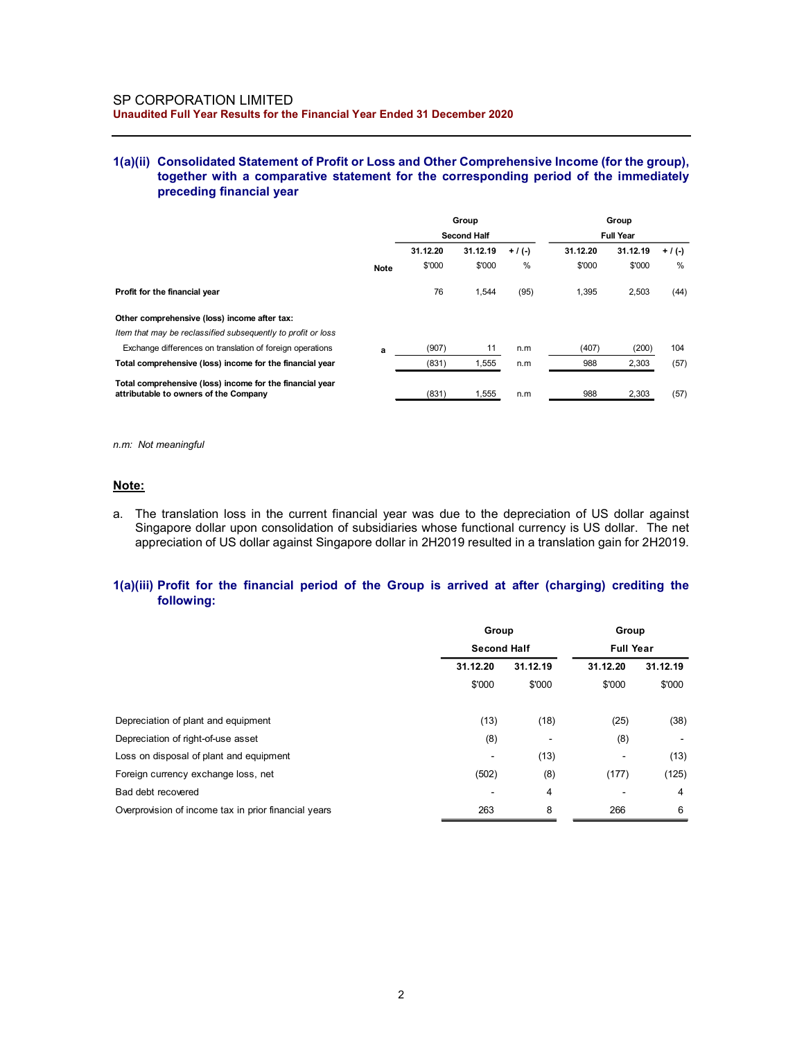SP CORPORATION LIMITED

**Unaudited Full Year Results for the Financial Year Ended 31 December 2020**

### 1(a)(ii) Consolidated Statement of Profit or Loss and Other Comprehensive Income (for the group), together with a comparative statement for the corresponding period of the immediately preceding financial year

| | Note | Group Second Half | | | Group Full Year | | |
|---|---|---|---|---|---|---|---|
| | | 31.12.20 | 31.12.19 | + / (-) | 31.12.20 | 31.12.19 | + / (-) |
| | | $'000 | $'000 | % | $'000 | $'000 | % |
| **Profit for the financial year** | | 76 | 1,544 | (95) | 1,395 | 2,503 | (44) |
| **Other comprehensive (loss) income after tax:** | | | | | | | |
| *Item that may be reclassified subsequently to profit or loss* | | | | | | | |
| Exchange differences on translation of foreign operations | a | (907) | 11 | n.m | (407) | (200) | 104 |
| **Total comprehensive (loss) income for the financial year** | | (831) | 1,555 | n.m | 988 | 2,303 | (57) |
| **Total comprehensive (loss) income for the financial year attributable to owners of the Company** | | (831) | 1,555 | n.m | 988 | 2,303 | (57) |

*n.m: Not meaningful*

**Note:**

a. The translation loss in the current financial year was due to the depreciation of US dollar against Singapore dollar upon consolidation of subsidiaries whose functional currency is US dollar. The net appreciation of US dollar against Singapore dollar in 2H2019 resulted in a translation gain for 2H2019.

### 1(a)(iii) Profit for the financial period of the Group is arrived at after (charging) crediting the following:

| | Group Second Half | | Group Full Year | |
|---|---|---|---|---|
| | 31.12.20 | 31.12.19 | 31.12.20 | 31.12.19 |
| | $'000 | $'000 | $'000 | $'000 |
| Depreciation of plant and equipment | (13) | (18) | (25) | (38) |
| Depreciation of right-of-use asset | (8) | - | (8) | - |
| Loss on disposal of plant and equipment | - | (13) | - | (13) |
| Foreign currency exchange loss, net | (502) | (8) | (177) | (125) |
| Bad debt recovered | - | 4 | - | 4 |
| Overprovision of income tax in prior financial years | 263 | 8 | 266 | 6 |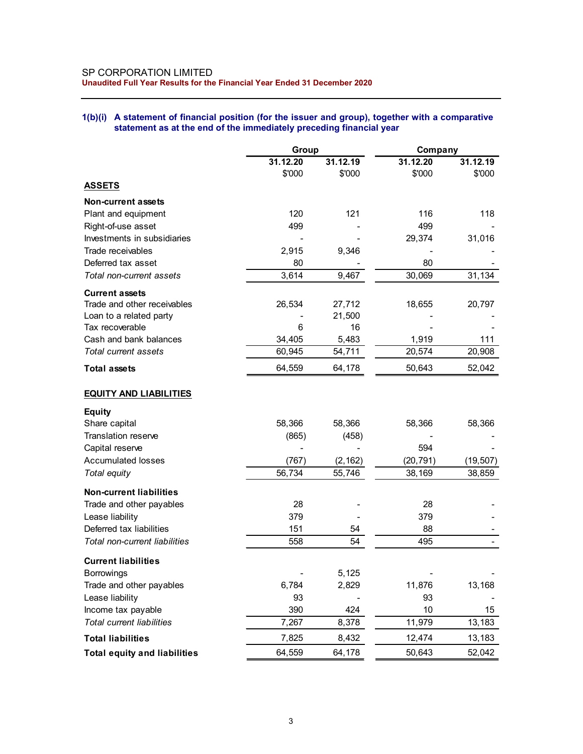SP CORPORATION LIMITED

**Unaudited Full Year Results for the Financial Year Ended 31 December 2020**

**1(b)(i) A statement of financial position (for the issuer and group), together with a comparative statement as at the end of the immediately preceding financial year**

| | Group | | Company | |
|---|---|---|---|---|
| | **31.12.20** | **31.12.19** | **31.12.20** | **31.12.19** |
| | $'000 | $'000 | $'000 | $'000 |
| **ASSETS** | | | | |
| **Non-current assets** | | | | |
| Plant and equipment | 120 | 121 | 116 | 118 |
| Right-of-use asset | 499 | - | 499 | - |
| Investments in subsidiaries | - | - | 29,374 | 31,016 |
| Trade receivables | 2,915 | 9,346 | - | - |
| Deferred tax asset | 80 | - | 80 | - |
| *Total non-current assets* | 3,614 | 9,467 | 30,069 | 31,134 |
| **Current assets** | | | | |
| Trade and other receivables | 26,534 | 27,712 | 18,655 | 20,797 |
| Loan to a related party | - | 21,500 | - | - |
| Tax recoverable | 6 | 16 | - | - |
| Cash and bank balances | 34,405 | 5,483 | 1,919 | 111 |
| *Total current assets* | 60,945 | 54,711 | 20,574 | 20,908 |
| **Total assets** | 64,559 | 64,178 | 50,643 | 52,042 |
| **EQUITY AND LIABILITIES** | | | | |
| **Equity** | | | | |
| Share capital | 58,366 | 58,366 | 58,366 | 58,366 |
| Translation reserve | (865) | (458) | - | - |
| Capital reserve | - | - | 594 | - |
| Accumulated losses | (767) | (2,162) | (20,791) | (19,507) |
| *Total equity* | 56,734 | 55,746 | 38,169 | 38,859 |
| **Non-current liabilities** | | | | |
| Trade and other payables | 28 | - | 28 | - |
| Lease liability | 379 | - | 379 | - |
| Deferred tax liabilities | 151 | 54 | 88 | - |
| *Total non-current liabilities* | 558 | 54 | 495 | - |
| **Current liabilities** | | | | |
| Borrowings | - | 5,125 | - | - |
| Trade and other payables | 6,784 | 2,829 | 11,876 | 13,168 |
| Lease liability | 93 | - | 93 | - |
| Income tax payable | 390 | 424 | 10 | 15 |
| *Total current liabilities* | 7,267 | 8,378 | 11,979 | 13,183 |
| **Total liabilities** | 7,825 | 8,432 | 12,474 | 13,183 |
| **Total equity and liabilities** | 64,559 | 64,178 | 50,643 | 52,042 |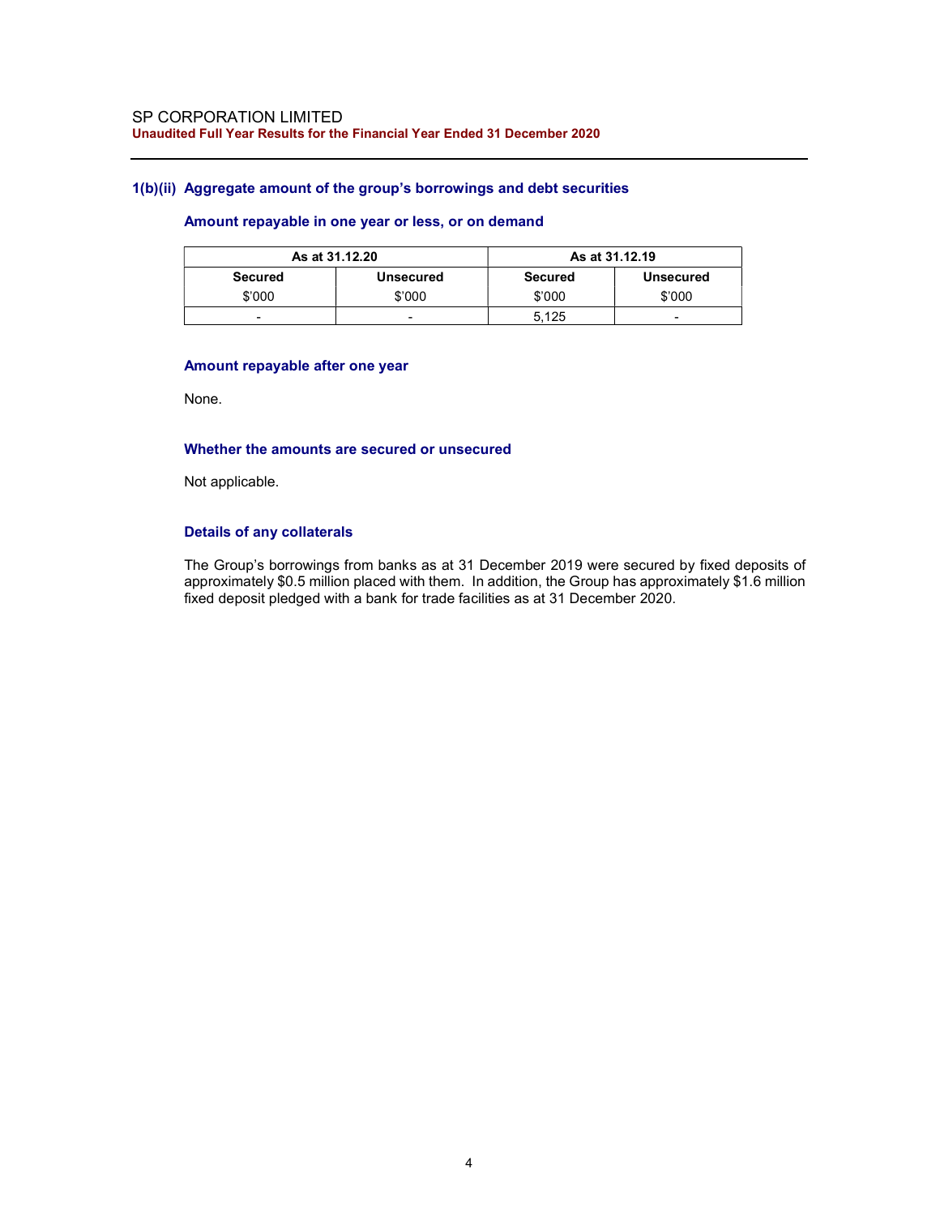### 1(b)(ii) Aggregate amount of the group's borrowings and debt securities

#### Amount repayable in one year or less, or on demand

| As at 31.12.20 | | As at 31.12.19 | |
|---|---|---|---|
| Secured | Unsecured | Secured | Unsecured |
| $'000 | $'000 | $'000 | $'000 |
| - | - | 5,125 | - |

#### Amount repayable after one year

None.

#### Whether the amounts are secured or unsecured

Not applicable.

#### Details of any collaterals

The Group's borrowings from banks as at 31 December 2019 were secured by fixed deposits of approximately $0.5 million placed with them. In addition, the Group has approximately $1.6 million fixed deposit pledged with a bank for trade facilities as at 31 December 2020.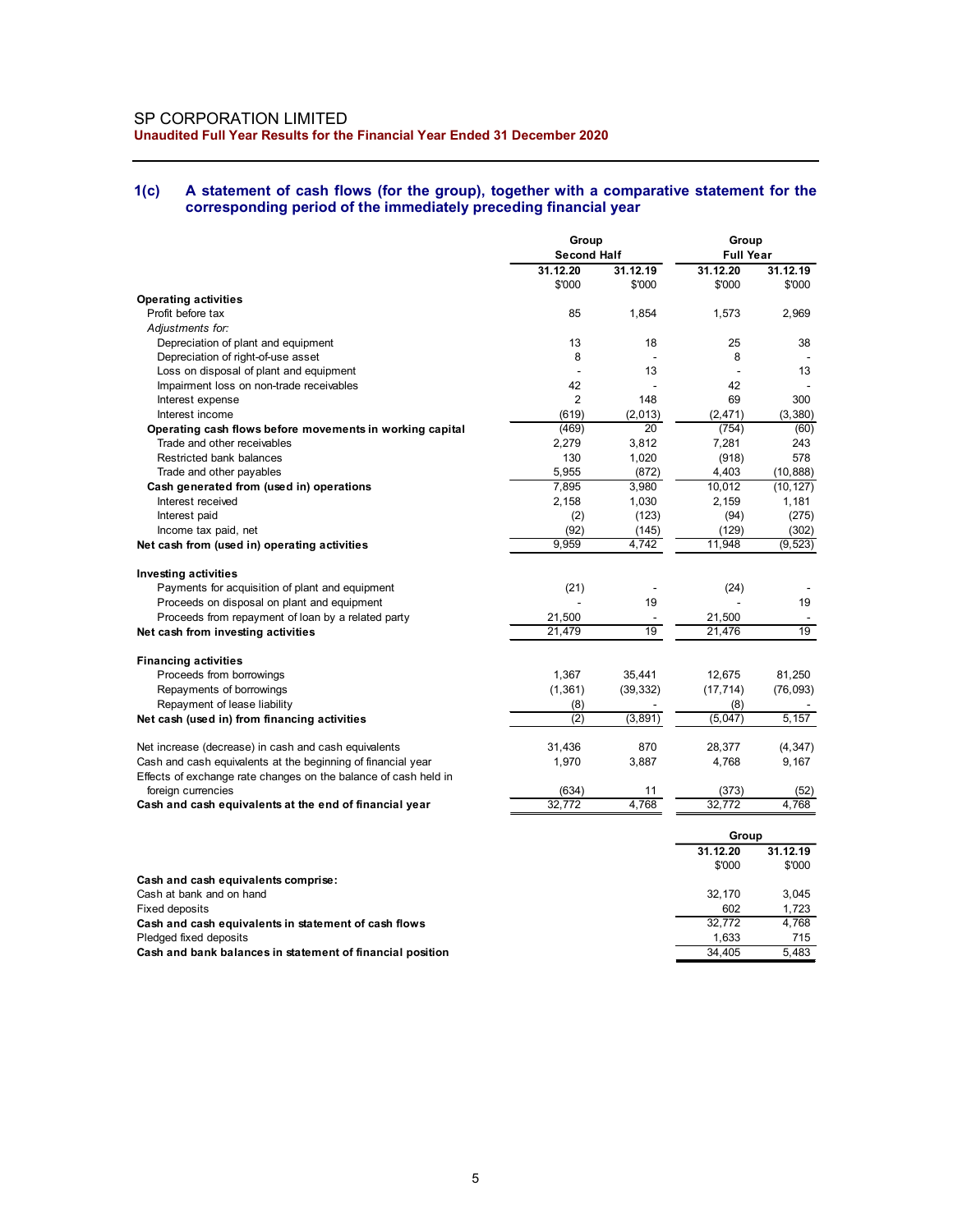# SP CORPORATION LIMITED

**Unaudited Full Year Results for the Financial Year Ended 31 December 2020**

## 1(c) A statement of cash flows (for the group), together with a comparative statement for the corresponding period of the immediately preceding financial year

| | Group Second Half | | Group Full Year | |
|---|---|---|---|---|
| | 31.12.20 | 31.12.19 | 31.12.20 | 31.12.19 |
| | $'000 | $'000 | $'000 | $'000 |
| **Operating activities** | | | | |
| Profit before tax | 85 | 1,854 | 1,573 | 2,969 |
| *Adjustments for:* | | | | |
| Depreciation of plant and equipment | 13 | 18 | 25 | 38 |
| Depreciation of right-of-use asset | 8 | - | 8 | - |
| Loss on disposal of plant and equipment | - | 13 | - | 13 |
| Impairment loss on non-trade receivables | 42 | - | 42 | - |
| Interest expense | 2 | 148 | 69 | 300 |
| Interest income | (619) | (2,013) | (2,471) | (3,380) |
| **Operating cash flows before movements in working capital** | (469) | 20 | (754) | (60) |
| Trade and other receivables | 2,279 | 3,812 | 7,281 | 243 |
| Restricted bank balances | 130 | 1,020 | (918) | 578 |
| Trade and other payables | 5,955 | (872) | 4,403 | (10,888) |
| **Cash generated from (used in) operations** | 7,895 | 3,980 | 10,012 | (10,127) |
| Interest received | 2,158 | 1,030 | 2,159 | 1,181 |
| Interest paid | (2) | (123) | (94) | (275) |
| Income tax paid, net | (92) | (145) | (129) | (302) |
| **Net cash from (used in) operating activities** | 9,959 | 4,742 | 11,948 | (9,523) |
| | | | | |
| **Investing activities** | | | | |
| Payments for acquisition of plant and equipment | (21) | - | (24) | - |
| Proceeds on disposal on plant and equipment | - | 19 | - | 19 |
| Proceeds from repayment of loan by a related party | 21,500 | - | 21,500 | - |
| **Net cash from investing activities** | 21,479 | 19 | 21,476 | 19 |
| | | | | |
| **Financing activities** | | | | |
| Proceeds from borrowings | 1,367 | 35,441 | 12,675 | 81,250 |
| Repayments of borrowings | (1,361) | (39,332) | (17,714) | (76,093) |
| Repayment of lease liability | (8) | - | (8) | - |
| **Net cash (used in) from financing activities** | (2) | (3,891) | (5,047) | 5,157 |
| | | | | |
| Net increase (decrease) in cash and cash equivalents | 31,436 | 870 | 28,377 | (4,347) |
| Cash and cash equivalents at the beginning of financial year | 1,970 | 3,887 | 4,768 | 9,167 |
| Effects of exchange rate changes on the balance of cash held in foreign currencies | (634) | 11 | (373) | (52) |
| **Cash and cash equivalents at the end of financial year** | 32,772 | 4,768 | 32,772 | 4,768 |

| | Group | |
|---|---|---|
| | 31.12.20 | 31.12.19 |
| | $'000 | $'000 |
| **Cash and cash equivalents comprise:** | | |
| Cash at bank and on hand | 32,170 | 3,045 |
| Fixed deposits | 602 | 1,723 |
| **Cash and cash equivalents in statement of cash flows** | 32,772 | 4,768 |
| Pledged fixed deposits | 1,633 | 715 |
| **Cash and bank balances in statement of financial position** | 34,405 | 5,483 |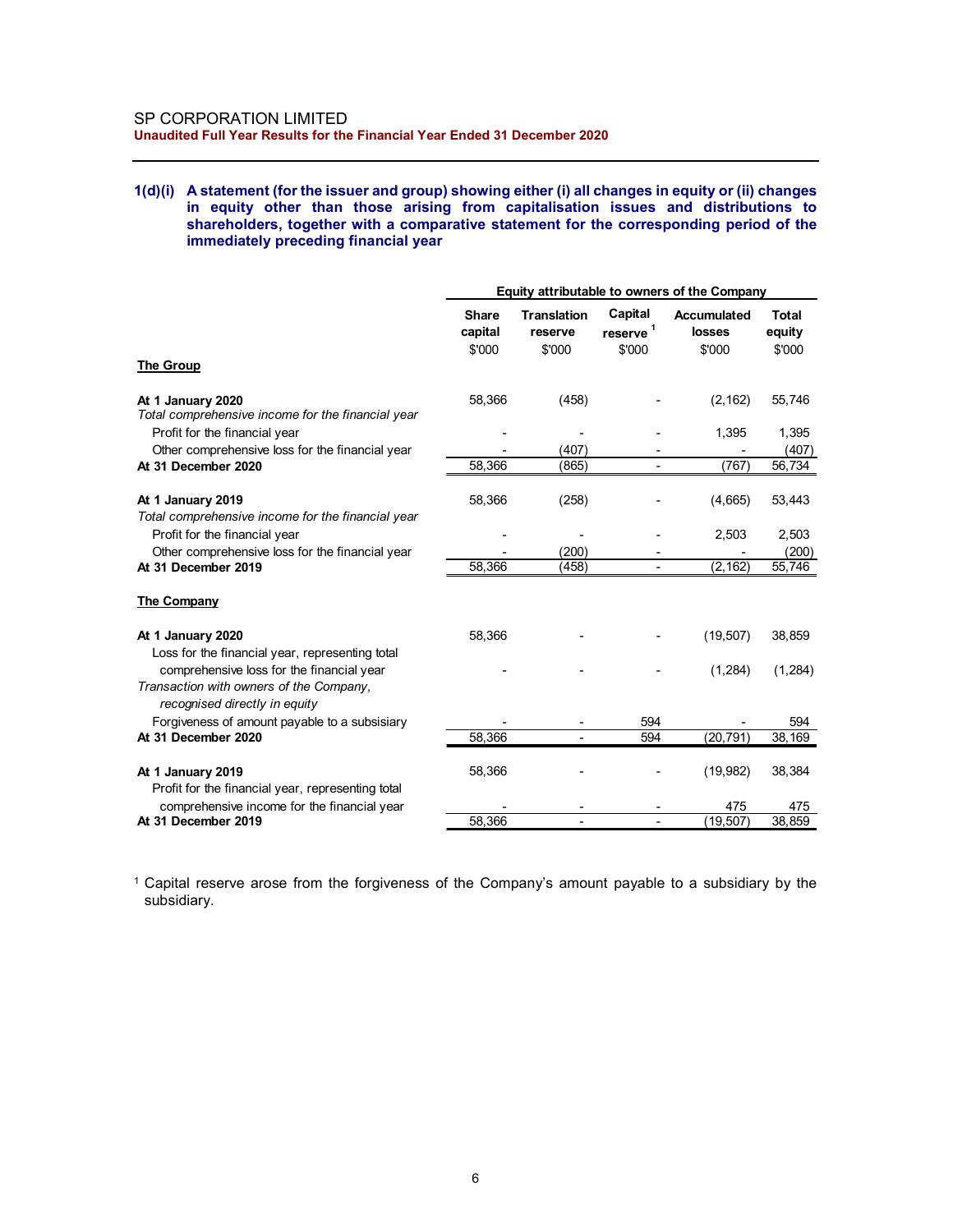SP CORPORATION LIMITED

**Unaudited Full Year Results for the Financial Year Ended 31 December 2020**

### 1(d)(i) A statement (for the issuer and group) showing either (i) all changes in equity or (ii) changes in equity other than those arising from capitalisation issues and distributions to shareholders, together with a comparative statement for the corresponding period of the immediately preceding financial year

| | Equity attributable to owners of the Company | | | | |
|---|---|---|---|---|---|
| | Share capital $'000 | Translation reserve $'000 | Capital reserve [1] $'000 | Accumulated losses $'000 | Total equity $'000 |
| **The Group** | | | | | |
| **At 1 January 2020** | 58,366 | (458) | - | (2,162) | 55,746 |
| *Total comprehensive income for the financial year* | | | | | |
| Profit for the financial year | - | - | - | 1,395 | 1,395 |
| Other comprehensive loss for the financial year | - | (407) | - | - | (407) |
| **At 31 December 2020** | 58,366 | (865) | - | (767) | 56,734 |
| **At 1 January 2019** | 58,366 | (258) | - | (4,665) | 53,443 |
| *Total comprehensive income for the financial year* | | | | | |
| Profit for the financial year | - | - | - | 2,503 | 2,503 |
| Other comprehensive loss for the financial year | - | (200) | - | - | (200) |
| **At 31 December 2019** | 58,366 | (458) | - | (2,162) | 55,746 |
| **The Company** | | | | | |
| **At 1 January 2020** | 58,366 | - | - | (19,507) | 38,859 |
| Loss for the financial year, representing total comprehensive loss for the financial year | - | - | - | (1,284) | (1,284) |
| *Transaction with owners of the Company, recognised directly in equity* | | | | | |
| Forgiveness of amount payable to a subsisiary | - | - | 594 | - | 594 |
| **At 31 December 2020** | 58,366 | - | 594 | (20,791) | 38,169 |
| **At 1 January 2019** | 58,366 | - | - | (19,982) | 38,384 |
| Profit for the financial year, representing total comprehensive income for the financial year | - | - | - | 475 | 475 |
| **At 31 December 2019** | 58,366 | - | - | (19,507) | 38,859 |

[1] Capital reserve arose from the forgiveness of the Company's amount payable to a subsidiary by the subsidiary.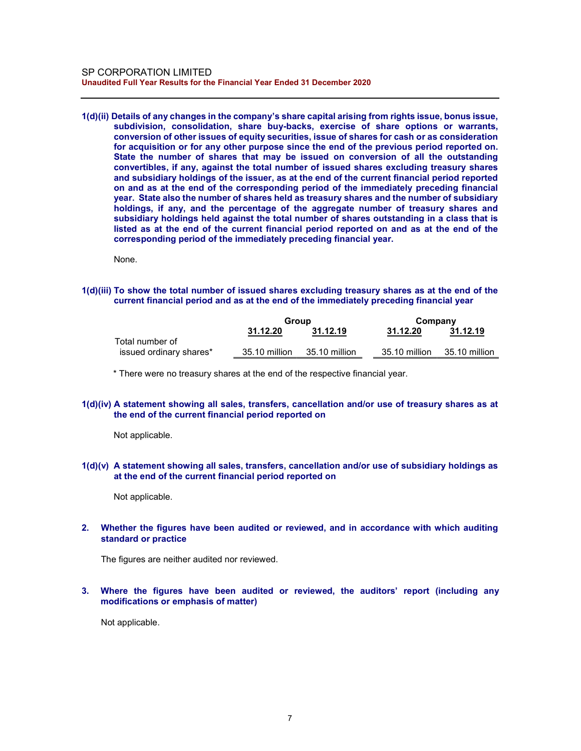**1(d)(ii) Details of any changes in the company's share capital arising from rights issue, bonus issue, subdivision, consolidation, share buy-backs, exercise of share options or warrants, conversion of other issues of equity securities, issue of shares for cash or as consideration for acquisition or for any other purpose since the end of the previous period reported on. State the number of shares that may be issued on conversion of all the outstanding convertibles, if any, against the total number of issued shares excluding treasury shares and subsidiary holdings of the issuer, as at the end of the current financial period reported on and as at the end of the corresponding period of the immediately preceding financial year. State also the number of shares held as treasury shares and the number of subsidiary holdings, if any, and the percentage of the aggregate number of treasury shares and subsidiary holdings held against the total number of shares outstanding in a class that is listed as at the end of the current financial period reported on and as at the end of the corresponding period of the immediately preceding financial year.**

None.

**1(d)(iii) To show the total number of issued shares excluding treasury shares as at the end of the current financial period and as at the end of the immediately preceding financial year**

| | Group | | Company | |
|---|---|---|---|---|
| | 31.12.20 | 31.12.19 | 31.12.20 | 31.12.19 |
| Total number of issued ordinary shares* | 35.10 million | 35.10 million | 35.10 million | 35.10 million |

\* There were no treasury shares at the end of the respective financial year.

**1(d)(iv) A statement showing all sales, transfers, cancellation and/or use of treasury shares as at the end of the current financial period reported on**

Not applicable.

**1(d)(v) A statement showing all sales, transfers, cancellation and/or use of subsidiary holdings as at the end of the current financial period reported on**

Not applicable.

**2. Whether the figures have been audited or reviewed, and in accordance with which auditing standard or practice**

The figures are neither audited nor reviewed.

**3. Where the figures have been audited or reviewed, the auditors' report (including any modifications or emphasis of matter)**

Not applicable.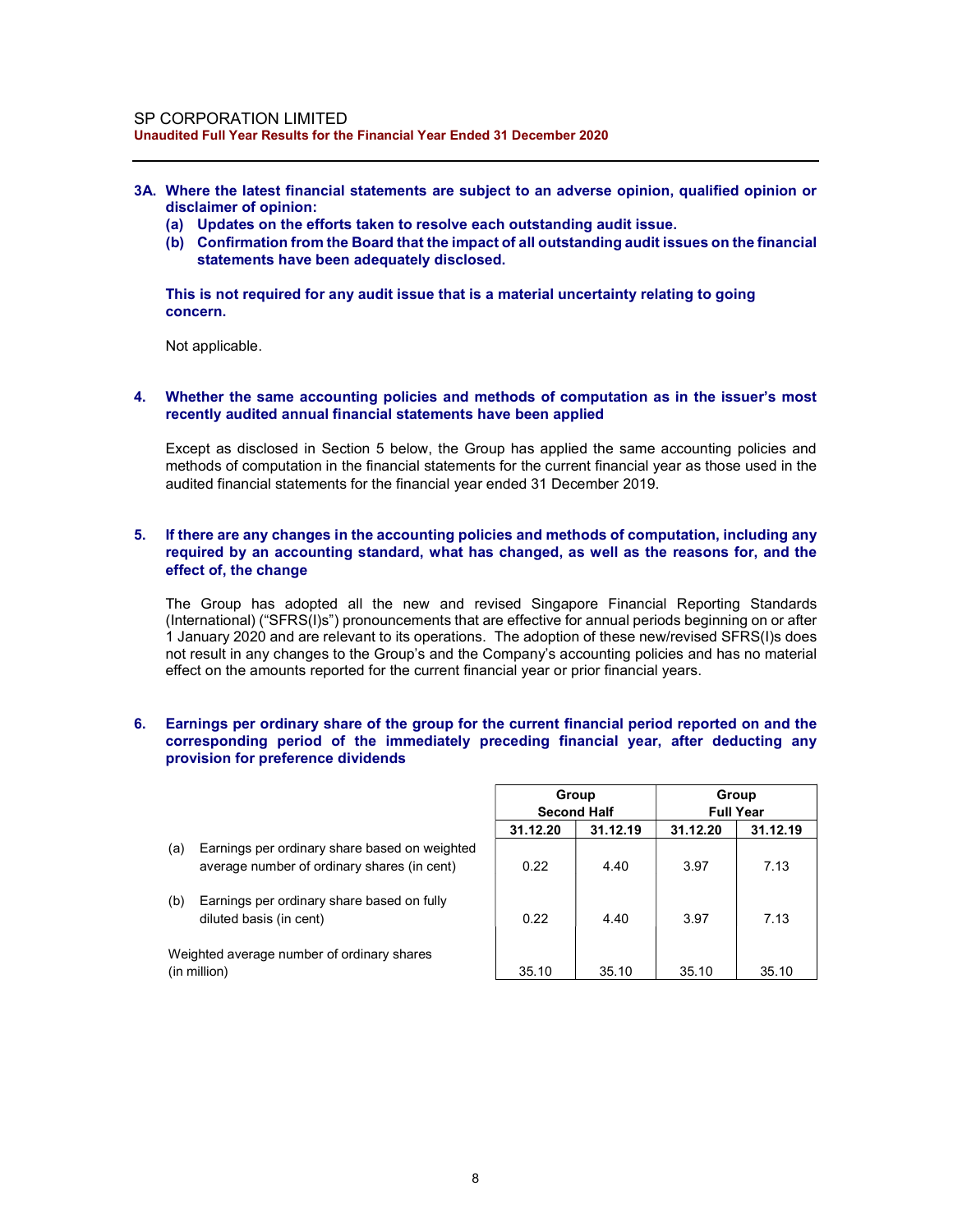**3A. Where the latest financial statements are subject to an adverse opinion, qualified opinion or disclaimer of opinion:**

**(a) Updates on the efforts taken to resolve each outstanding audit issue.**

**(b) Confirmation from the Board that the impact of all outstanding audit issues on the financial statements have been adequately disclosed.**

**This is not required for any audit issue that is a material uncertainty relating to going concern.**

Not applicable.

**4. Whether the same accounting policies and methods of computation as in the issuer's most recently audited annual financial statements have been applied**

Except as disclosed in Section 5 below, the Group has applied the same accounting policies and methods of computation in the financial statements for the current financial year as those used in the audited financial statements for the financial year ended 31 December 2019.

**5. If there are any changes in the accounting policies and methods of computation, including any required by an accounting standard, what has changed, as well as the reasons for, and the effect of, the change**

The Group has adopted all the new and revised Singapore Financial Reporting Standards (International) ("SFRS(I)s") pronouncements that are effective for annual periods beginning on or after 1 January 2020 and are relevant to its operations. The adoption of these new/revised SFRS(I)s does not result in any changes to the Group's and the Company's accounting policies and has no material effect on the amounts reported for the current financial year or prior financial years.

**6. Earnings per ordinary share of the group for the current financial period reported on and the corresponding period of the immediately preceding financial year, after deducting any provision for preference dividends**

| | Group Second Half | | Group Full Year | |
|---|---|---|---|---|
| | **31.12.20** | **31.12.19** | **31.12.20** | **31.12.19** |
| (a) Earnings per ordinary share based on weighted average number of ordinary shares (in cent) | 0.22 | 4.40 | 3.97 | 7.13 |
| (b) Earnings per ordinary share based on fully diluted basis (in cent) | 0.22 | 4.40 | 3.97 | 7.13 |
| Weighted average number of ordinary shares (in million) | 35.10 | 35.10 | 35.10 | 35.10 |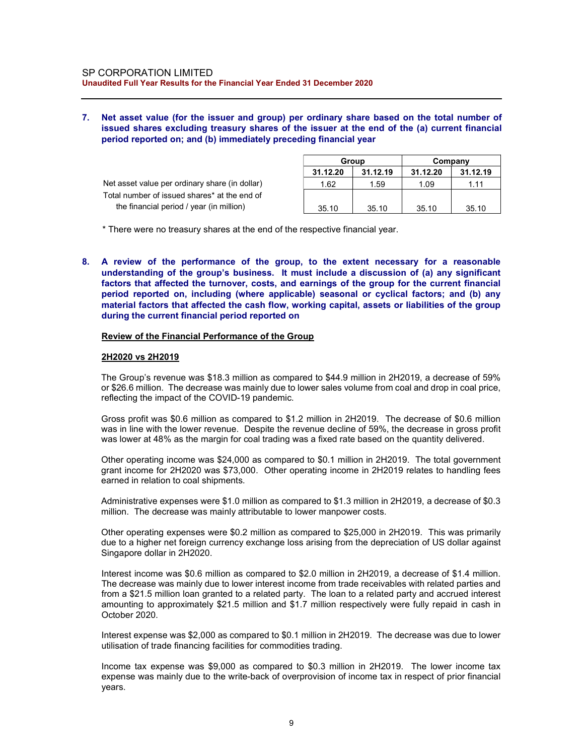**7. Net asset value (for the issuer and group) per ordinary share based on the total number of issued shares excluding treasury shares of the issuer at the end of the (a) current financial period reported on; and (b) immediately preceding financial year**

| | Group | | Company | |
|---|---|---|---|---|
| | 31.12.20 | 31.12.19 | 31.12.20 | 31.12.19 |
| Net asset value per ordinary share (in dollar) | 1.62 | 1.59 | 1.09 | 1.11 |
| Total number of issued shares* at the end of the financial period / year (in million) | 35.10 | 35.10 | 35.10 | 35.10 |

* There were no treasury shares at the end of the respective financial year.

**8. A review of the performance of the group, to the extent necessary for a reasonable understanding of the group's business. It must include a discussion of (a) any significant factors that affected the turnover, costs, and earnings of the group for the current financial period reported on, including (where applicable) seasonal or cyclical factors; and (b) any material factors that affected the cash flow, working capital, assets or liabilities of the group during the current financial period reported on**

**Review of the Financial Performance of the Group**

**2H2020 vs 2H2019**

The Group's revenue was $18.3 million as compared to $44.9 million in 2H2019, a decrease of 59% or $26.6 million. The decrease was mainly due to lower sales volume from coal and drop in coal price, reflecting the impact of the COVID-19 pandemic.

Gross profit was $0.6 million as compared to $1.2 million in 2H2019. The decrease of $0.6 million was in line with the lower revenue. Despite the revenue decline of 59%, the decrease in gross profit was lower at 48% as the margin for coal trading was a fixed rate based on the quantity delivered.

Other operating income was $24,000 as compared to $0.1 million in 2H2019. The total government grant income for 2H2020 was $73,000. Other operating income in 2H2019 relates to handling fees earned in relation to coal shipments.

Administrative expenses were $1.0 million as compared to $1.3 million in 2H2019, a decrease of $0.3 million. The decrease was mainly attributable to lower manpower costs.

Other operating expenses were $0.2 million as compared to $25,000 in 2H2019. This was primarily due to a higher net foreign currency exchange loss arising from the depreciation of US dollar against Singapore dollar in 2H2020.

Interest income was $0.6 million as compared to $2.0 million in 2H2019, a decrease of $1.4 million. The decrease was mainly due to lower interest income from trade receivables with related parties and from a $21.5 million loan granted to a related party. The loan to a related party and accrued interest amounting to approximately $21.5 million and $1.7 million respectively were fully repaid in cash in October 2020.

Interest expense was $2,000 as compared to $0.1 million in 2H2019. The decrease was due to lower utilisation of trade financing facilities for commodities trading.

Income tax expense was $9,000 as compared to $0.3 million in 2H2019. The lower income tax expense was mainly due to the write-back of overprovision of income tax in respect of prior financial years.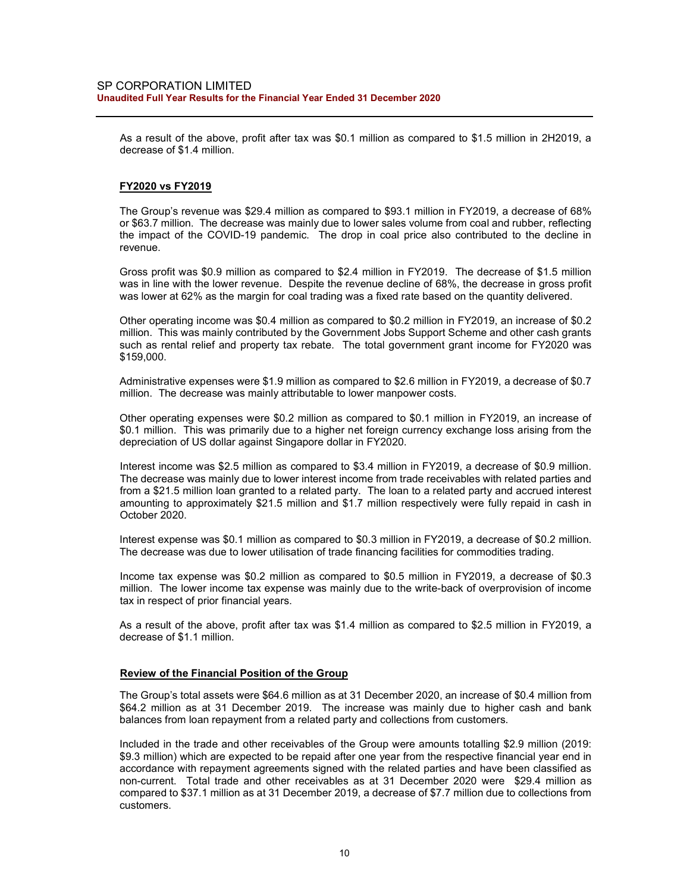As a result of the above, profit after tax was $0.1 million as compared to $1.5 million in 2H2019, a decrease of $1.4 million.

**FY2020 vs FY2019**

The Group's revenue was $29.4 million as compared to $93.1 million in FY2019, a decrease of 68% or $63.7 million. The decrease was mainly due to lower sales volume from coal and rubber, reflecting the impact of the COVID-19 pandemic. The drop in coal price also contributed to the decline in revenue.

Gross profit was $0.9 million as compared to $2.4 million in FY2019. The decrease of $1.5 million was in line with the lower revenue. Despite the revenue decline of 68%, the decrease in gross profit was lower at 62% as the margin for coal trading was a fixed rate based on the quantity delivered.

Other operating income was $0.4 million as compared to $0.2 million in FY2019, an increase of $0.2 million. This was mainly contributed by the Government Jobs Support Scheme and other cash grants such as rental relief and property tax rebate. The total government grant income for FY2020 was $159,000.

Administrative expenses were $1.9 million as compared to $2.6 million in FY2019, a decrease of $0.7 million. The decrease was mainly attributable to lower manpower costs.

Other operating expenses were $0.2 million as compared to $0.1 million in FY2019, an increase of $0.1 million. This was primarily due to a higher net foreign currency exchange loss arising from the depreciation of US dollar against Singapore dollar in FY2020.

Interest income was $2.5 million as compared to $3.4 million in FY2019, a decrease of $0.9 million. The decrease was mainly due to lower interest income from trade receivables with related parties and from a $21.5 million loan granted to a related party. The loan to a related party and accrued interest amounting to approximately $21.5 million and $1.7 million respectively were fully repaid in cash in October 2020.

Interest expense was $0.1 million as compared to $0.3 million in FY2019, a decrease of $0.2 million. The decrease was due to lower utilisation of trade financing facilities for commodities trading.

Income tax expense was $0.2 million as compared to $0.5 million in FY2019, a decrease of $0.3 million. The lower income tax expense was mainly due to the write-back of overprovision of income tax in respect of prior financial years.

As a result of the above, profit after tax was $1.4 million as compared to $2.5 million in FY2019, a decrease of $1.1 million.

**Review of the Financial Position of the Group**

The Group's total assets were $64.6 million as at 31 December 2020, an increase of $0.4 million from $64.2 million as at 31 December 2019. The increase was mainly due to higher cash and bank balances from loan repayment from a related party and collections from customers.

Included in the trade and other receivables of the Group were amounts totalling $2.9 million (2019: $9.3 million) which are expected to be repaid after one year from the respective financial year end in accordance with repayment agreements signed with the related parties and have been classified as non-current. Total trade and other receivables as at 31 December 2020 were $29.4 million as compared to $37.1 million as at 31 December 2019, a decrease of $7.7 million due to collections from customers.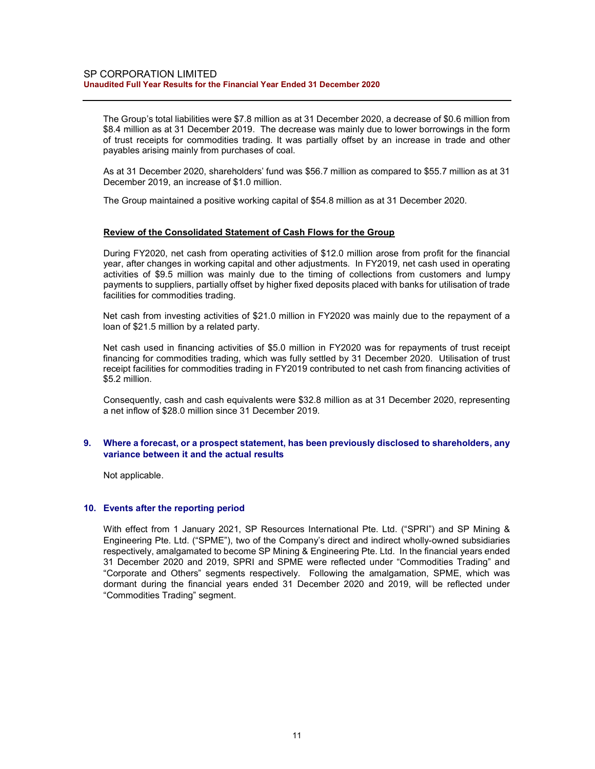The Group's total liabilities were $7.8 million as at 31 December 2020, a decrease of $0.6 million from $8.4 million as at 31 December 2019. The decrease was mainly due to lower borrowings in the form of trust receipts for commodities trading. It was partially offset by an increase in trade and other payables arising mainly from purchases of coal.

As at 31 December 2020, shareholders' fund was $56.7 million as compared to $55.7 million as at 31 December 2019, an increase of $1.0 million.

The Group maintained a positive working capital of $54.8 million as at 31 December 2020.

**Review of the Consolidated Statement of Cash Flows for the Group**

During FY2020, net cash from operating activities of $12.0 million arose from profit for the financial year, after changes in working capital and other adjustments. In FY2019, net cash used in operating activities of $9.5 million was mainly due to the timing of collections from customers and lumpy payments to suppliers, partially offset by higher fixed deposits placed with banks for utilisation of trade facilities for commodities trading.

Net cash from investing activities of $21.0 million in FY2020 was mainly due to the repayment of a loan of $21.5 million by a related party.

Net cash used in financing activities of $5.0 million in FY2020 was for repayments of trust receipt financing for commodities trading, which was fully settled by 31 December 2020. Utilisation of trust receipt facilities for commodities trading in FY2019 contributed to net cash from financing activities of $5.2 million.

Consequently, cash and cash equivalents were $32.8 million as at 31 December 2020, representing a net inflow of $28.0 million since 31 December 2019.

## 9. Where a forecast, or a prospect statement, has been previously disclosed to shareholders, any variance between it and the actual results

Not applicable.

## 10. Events after the reporting period

With effect from 1 January 2021, SP Resources International Pte. Ltd. ("SPRI") and SP Mining & Engineering Pte. Ltd. ("SPME"), two of the Company's direct and indirect wholly-owned subsidiaries respectively, amalgamated to become SP Mining & Engineering Pte. Ltd. In the financial years ended 31 December 2020 and 2019, SPRI and SPME were reflected under "Commodities Trading" and "Corporate and Others" segments respectively. Following the amalgamation, SPME, which was dormant during the financial years ended 31 December 2020 and 2019, will be reflected under "Commodities Trading" segment.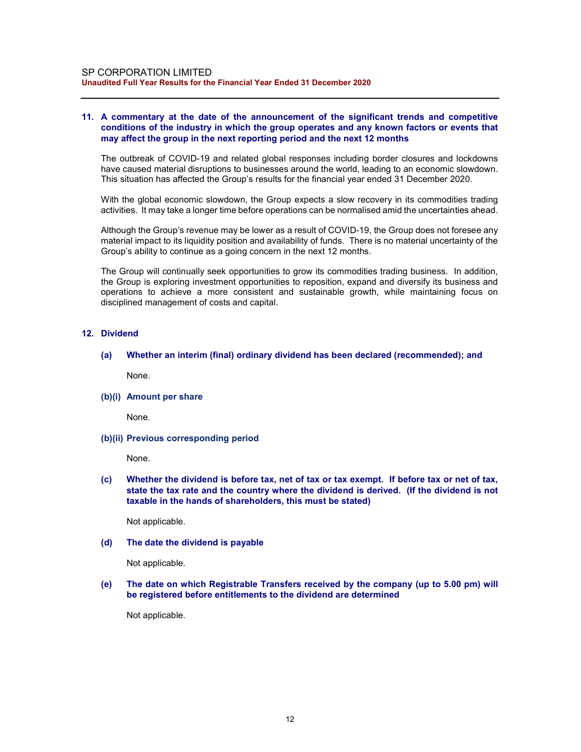**11. A commentary at the date of the announcement of the significant trends and competitive conditions of the industry in which the group operates and any known factors or events that may affect the group in the next reporting period and the next 12 months**

The outbreak of COVID-19 and related global responses including border closures and lockdowns have caused material disruptions to businesses around the world, leading to an economic slowdown. This situation has affected the Group's results for the financial year ended 31 December 2020.

With the global economic slowdown, the Group expects a slow recovery in its commodities trading activities. It may take a longer time before operations can be normalised amid the uncertainties ahead.

Although the Group's revenue may be lower as a result of COVID-19, the Group does not foresee any material impact to its liquidity position and availability of funds. There is no material uncertainty of the Group's ability to continue as a going concern in the next 12 months.

The Group will continually seek opportunities to grow its commodities trading business. In addition, the Group is exploring investment opportunities to reposition, expand and diversify its business and operations to achieve a more consistent and sustainable growth, while maintaining focus on disciplined management of costs and capital.

**12. Dividend**

**(a) Whether an interim (final) ordinary dividend has been declared (recommended); and**

None.

**(b)(i) Amount per share**

None.

**(b)(ii) Previous corresponding period**

None.

**(c) Whether the dividend is before tax, net of tax or tax exempt. If before tax or net of tax, state the tax rate and the country where the dividend is derived. (If the dividend is not taxable in the hands of shareholders, this must be stated)**

Not applicable.

**(d) The date the dividend is payable**

Not applicable.

**(e) The date on which Registrable Transfers received by the company (up to 5.00 pm) will be registered before entitlements to the dividend are determined**

Not applicable.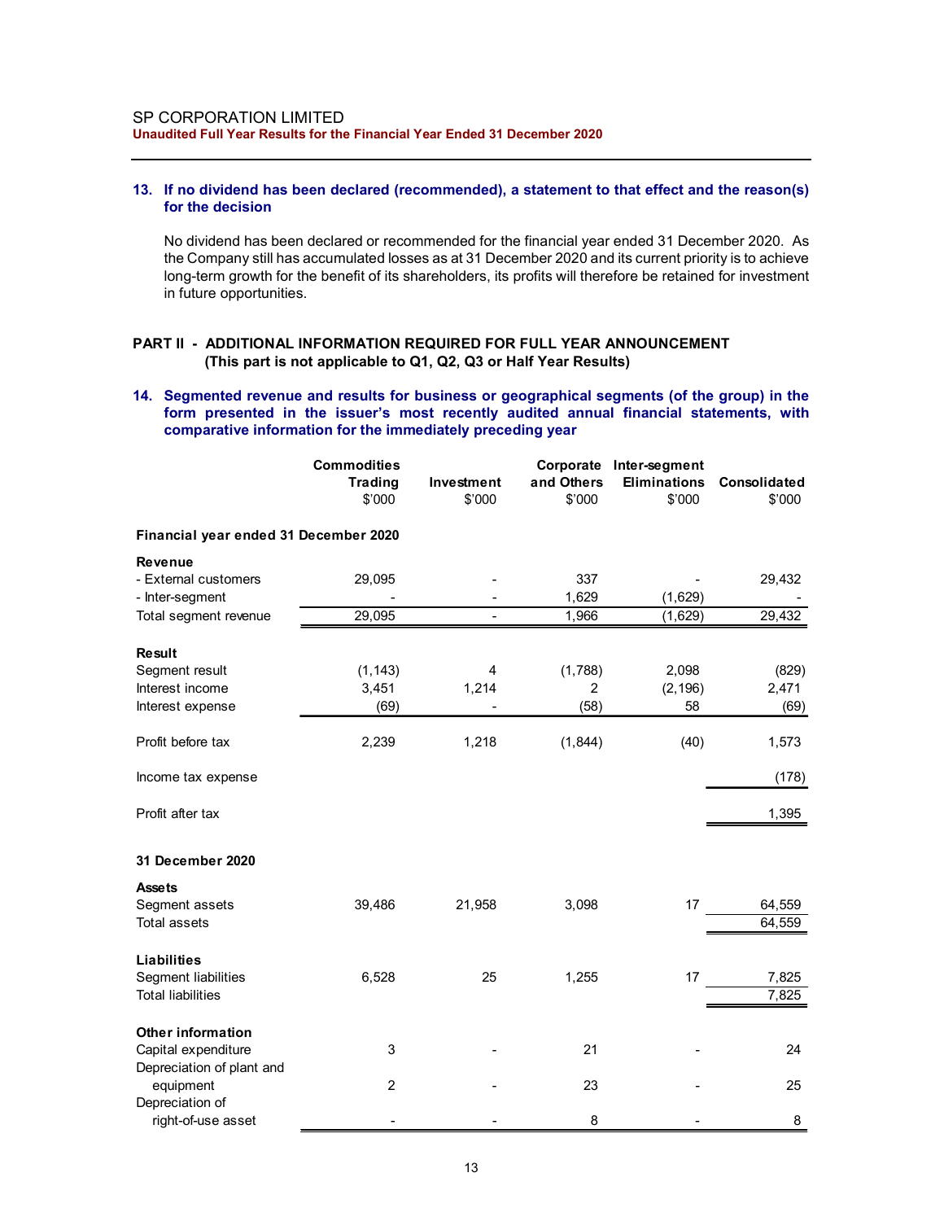### 13. If no dividend has been declared (recommended), a statement to that effect and the reason(s) for the decision

No dividend has been declared or recommended for the financial year ended 31 December 2020. As the Company still has accumulated losses as at 31 December 2020 and its current priority is to achieve long-term growth for the benefit of its shareholders, its profits will therefore be retained for investment in future opportunities.

## PART II - ADDITIONAL INFORMATION REQUIRED FOR FULL YEAR ANNOUNCEMENT
**(This part is not applicable to Q1, Q2, Q3 or Half Year Results)**

### 14. Segmented revenue and results for business or geographical segments (of the group) in the form presented in the issuer's most recently audited annual financial statements, with comparative information for the immediately preceding year

| | Commodities Trading $'000 | Investment $'000 | Corporate and Others $'000 | Inter-segment Eliminations $'000 | Consolidated $'000 |
|---|---|---|---|---|---|
| **Financial year ended 31 December 2020** | | | | | |
| **Revenue** | | | | | |
| - External customers | 29,095 | - | 337 | - | 29,432 |
| - Inter-segment | - | - | 1,629 | (1,629) | - |
| Total segment revenue | 29,095 | - | 1,966 | (1,629) | 29,432 |
| **Result** | | | | | |
| Segment result | (1,143) | 4 | (1,788) | 2,098 | (829) |
| Interest income | 3,451 | 1,214 | 2 | (2,196) | 2,471 |
| Interest expense | (69) | - | (58) | 58 | (69) |
| Profit before tax | 2,239 | 1,218 | (1,844) | (40) | 1,573 |
| Income tax expense | | | | | (178) |
| Profit after tax | | | | | 1,395 |
| **31 December 2020** | | | | | |
| **Assets** | | | | | |
| Segment assets | 39,486 | 21,958 | 3,098 | 17 | 64,559 |
| Total assets | | | | | 64,559 |
| **Liabilities** | | | | | |
| Segment liabilities | 6,528 | 25 | 1,255 | 17 | 7,825 |
| Total liabilities | | | | | 7,825 |
| **Other information** | | | | | |
| Capital expenditure | 3 | - | 21 | - | 24 |
| Depreciation of plant and equipment | 2 | - | 23 | - | 25 |
| Depreciation of right-of-use asset | - | - | 8 | - | 8 |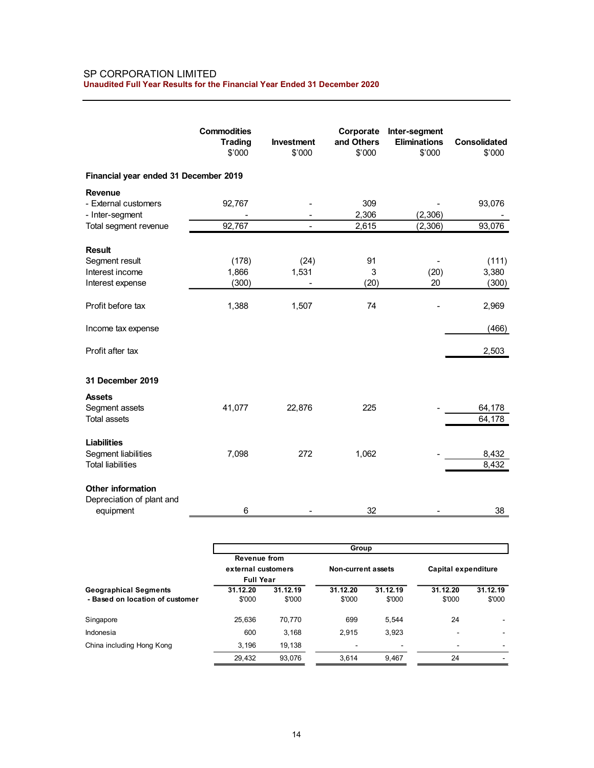SP CORPORATION LIMITED
**Unaudited Full Year Results for the Financial Year Ended 31 December 2020**

| | Commodities Trading $'000 | Investment $'000 | Corporate and Others $'000 | Inter-segment Eliminations $'000 | Consolidated $'000 |
|---|---|---|---|---|---|
| **Financial year ended 31 December 2019** | | | | | |
| **Revenue** | | | | | |
| - External customers | 92,767 | - | 309 | - | 93,076 |
| - Inter-segment | - | - | 2,306 | (2,306) | - |
| Total segment revenue | 92,767 | - | 2,615 | (2,306) | 93,076 |
| **Result** | | | | | |
| Segment result | (178) | (24) | 91 | - | (111) |
| Interest income | 1,866 | 1,531 | 3 | (20) | 3,380 |
| Interest expense | (300) | - | (20) | 20 | (300) |
| Profit before tax | 1,388 | 1,507 | 74 | - | 2,969 |
| Income tax expense | | | | | (466) |
| Profit after tax | | | | | 2,503 |
| **31 December 2019** | | | | | |
| **Assets** | | | | | |
| Segment assets | 41,077 | 22,876 | 225 | - | 64,178 |
| Total assets | | | | | 64,178 |
| **Liabilities** | | | | | |
| Segment liabilities | 7,098 | 272 | 1,062 | - | 8,432 |
| Total liabilities | | | | | 8,432 |
| **Other information** | | | | | |
| Depreciation of plant and equipment | 6 | - | 32 | - | 38 |

| | Group | | | | | |
|---|---|---|---|---|---|---|
| | Revenue from external customers Full Year | | Non-current assets | | Capital expenditure | |
| **Geographical Segments - Based on location of customer** | 31.12.20 $'000 | 31.12.19 $'000 | 31.12.20 $'000 | 31.12.19 $'000 | 31.12.20 $'000 | 31.12.19 $'000 |
| Singapore | 25,636 | 70,770 | 699 | 5,544 | 24 | - |
| Indonesia | 600 | 3,168 | 2,915 | 3,923 | - | - |
| China including Hong Kong | 3,196 | 19,138 | - | - | - | - |
| | 29,432 | 93,076 | 3,614 | 9,467 | 24 | - |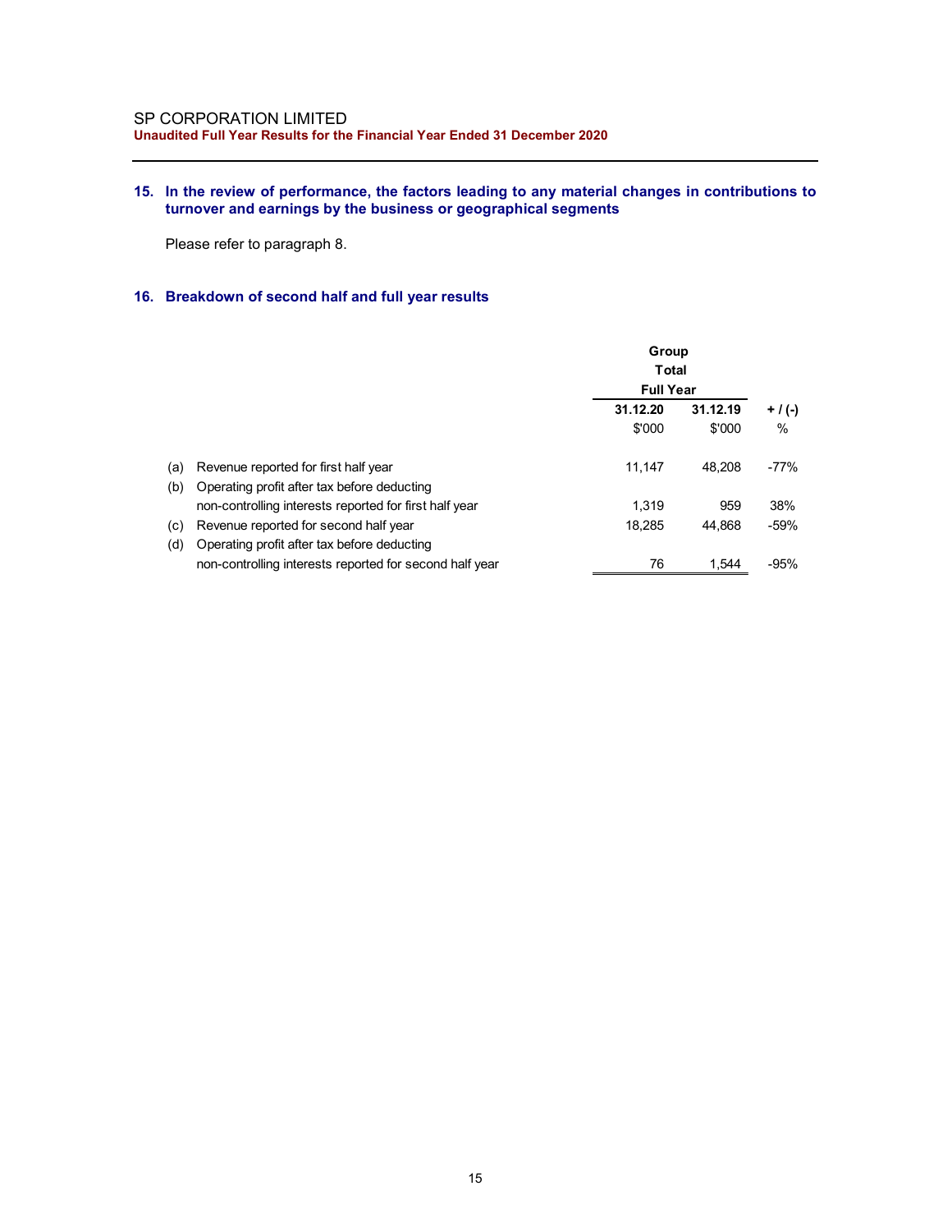## 15. In the review of performance, the factors leading to any material changes in contributions to turnover and earnings by the business or geographical segments

Please refer to paragraph 8.

## 16. Breakdown of second half and full year results

| | | Group Total Full Year | | |
|---|---|---|---|---|
| | | **31.12.20** | **31.12.19** | **+ / (-)** |
| | | $'000 | $'000 | % |
| (a) | Revenue reported for first half year | 11,147 | 48,208 | -77% |
| (b) | Operating profit after tax before deducting non-controlling interests reported for first half year | 1,319 | 959 | 38% |
| (c) | Revenue reported for second half year | 18,285 | 44,868 | -59% |
| (d) | Operating profit after tax before deducting non-controlling interests reported for second half year | 76 | 1,544 | -95% |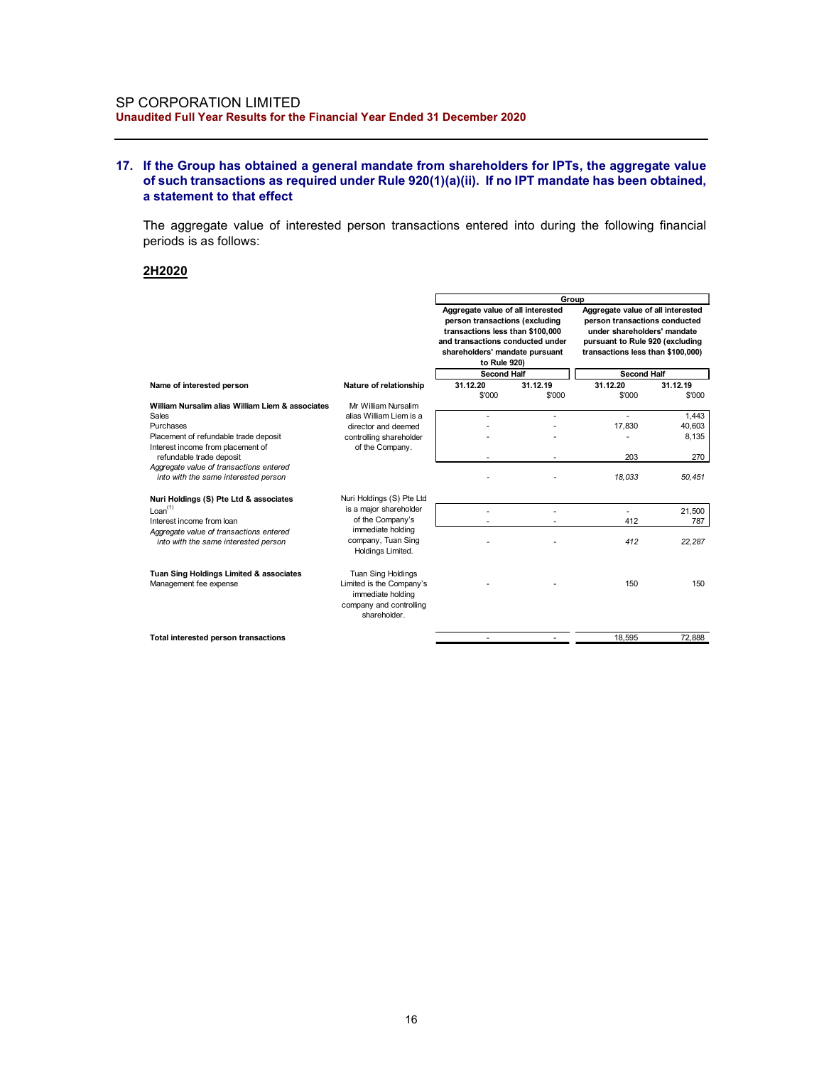## 17. If the Group has obtained a general mandate from shareholders for IPTs, the aggregate value of such transactions as required under Rule 920(1)(a)(ii). If no IPT mandate has been obtained, a statement to that effect

The aggregate value of interested person transactions entered into during the following financial periods is as follows:

**2H2020**

| | | Group | | | |
|---|---|---|---|---|---|
| | | Aggregate value of all interested person transactions (excluding transactions less than $100,000 and transactions conducted under shareholders' mandate pursuant to Rule 920) | | Aggregate value of all interested person transactions conducted under shareholders' mandate pursuant to Rule 920 (excluding transactions less than $100,000) | |
| | | Second Half | | Second Half | |
| **Name of interested person** | **Nature of relationship** | **31.12.20** | **31.12.19** | **31.12.20** | **31.12.19** |
| | | $'000 | $'000 | $'000 | $'000 |
| **William Nursalim alias William Liem & associates** | Mr William Nursalim alias William Liem is a director and deemed controlling shareholder of the Company. | | | | |
| Sales | | - | - | - | 1,443 |
| Purchases | | - | - | 17,830 | 40,603 |
| Placement of refundable trade deposit | | - | - | - | 8,135 |
| Interest income from placement of refundable trade deposit | | - | - | 203 | 270 |
| *Aggregate value of transactions entered into with the same interested person* | | - | - | *18,033* | *50,451* |
| **Nuri Holdings (S) Pte Ltd & associates** | Nuri Holdings (S) Pte Ltd is a major shareholder of the Company's immediate holding company, Tuan Sing Holdings Limited. | | | | |
| Loan[(1)] | | - | - | - | 21,500 |
| Interest income from loan | | - | - | 412 | 787 |
| *Aggregate value of transactions entered into with the same interested person* | | - | - | *412* | *22,287* |
| **Tuan Sing Holdings Limited & associates** | Tuan Sing Holdings Limited is the Company's immediate holding company and controlling shareholder. | | | | |
| Management fee expense | | - | - | 150 | 150 |
| **Total interested person transactions** | | - | - | 18,595 | 72,888 |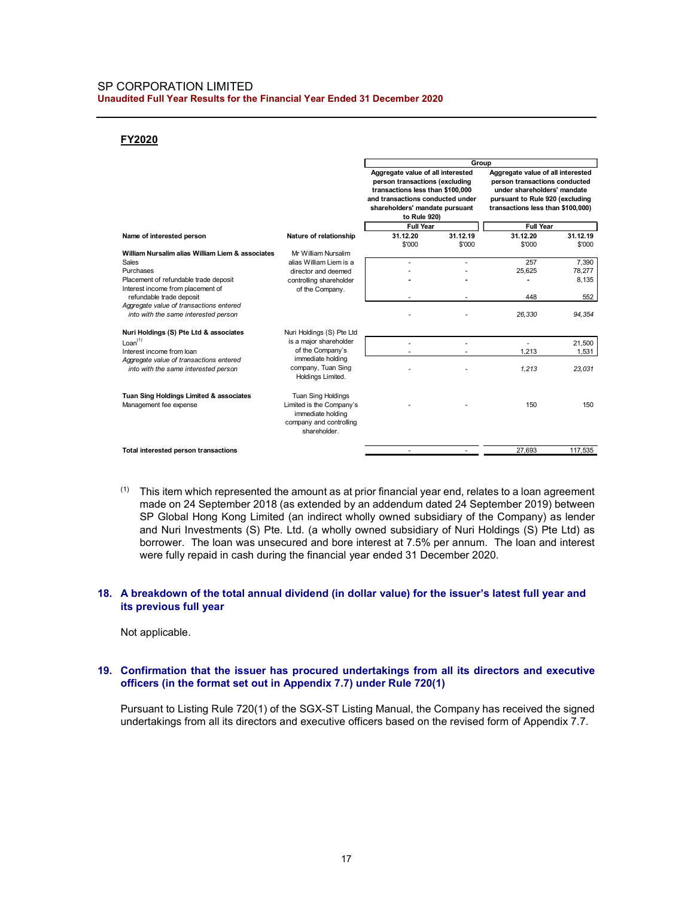**FY2020**

| Name of interested person | Nature of relationship | Group: Aggregate value of all interested person transactions (excluding transactions less than \$100,000 and transactions conducted under shareholders' mandate pursuant to Rule 920) | | Aggregate value of all interested person transactions conducted under shareholders' mandate pursuant to Rule 920 (excluding transactions less than \$100,000) | |
|---|---|---|---|---|---|
| | | Full Year | | Full Year | |
| | | 31.12.20 | 31.12.19 | 31.12.20 | 31.12.19 |
| | | \$'000 | \$'000 | \$'000 | \$'000 |
| **William Nursalim alias William Liem & associates** | Mr William Nursalim alias William Liem is a director and deemed controlling shareholder of the Company. | | | | |
| Sales | | - | - | 257 | 7,390 |
| Purchases | | - | - | 25,625 | 78,277 |
| Placement of refundable trade deposit | | - | - | - | 8,135 |
| Interest income from placement of refundable trade deposit | | - | - | 448 | 552 |
| *Aggregate value of transactions entered into with the same interested person* | | - | - | *26,330* | *94,354* |
| **Nuri Holdings (S) Pte Ltd & associates** | Nuri Holdings (S) Pte Ltd is a major shareholder of the Company's immediate holding company, Tuan Sing Holdings Limited. | | | | |
| Loan[1] | | - | - | - | 21,500 |
| Interest income from loan | | - | - | 1,213 | 1,531 |
| *Aggregate value of transactions entered into with the same interested person* | | - | - | *1,213* | *23,031* |
| **Tuan Sing Holdings Limited & associates** | Tuan Sing Holdings Limited is the Company's immediate holding company and controlling shareholder. | | | | |
| Management fee expense | | - | - | 150 | 150 |
| **Total interested person transactions** | | - | - | 27,693 | 117,535 |

(1) This item which represented the amount as at prior financial year end, relates to a loan agreement made on 24 September 2018 (as extended by an addendum dated 24 September 2019) between SP Global Hong Kong Limited (an indirect wholly owned subsidiary of the Company) as lender and Nuri Investments (S) Pte. Ltd. (a wholly owned subsidiary of Nuri Holdings (S) Pte Ltd) as borrower. The loan was unsecured and bore interest at 7.5% per annum. The loan and interest were fully repaid in cash during the financial year ended 31 December 2020.

## 18. A breakdown of the total annual dividend (in dollar value) for the issuer's latest full year and its previous full year

Not applicable.

## 19. Confirmation that the issuer has procured undertakings from all its directors and executive officers (in the format set out in Appendix 7.7) under Rule 720(1)

Pursuant to Listing Rule 720(1) of the SGX-ST Listing Manual, the Company has received the signed undertakings from all its directors and executive officers based on the revised form of Appendix 7.7.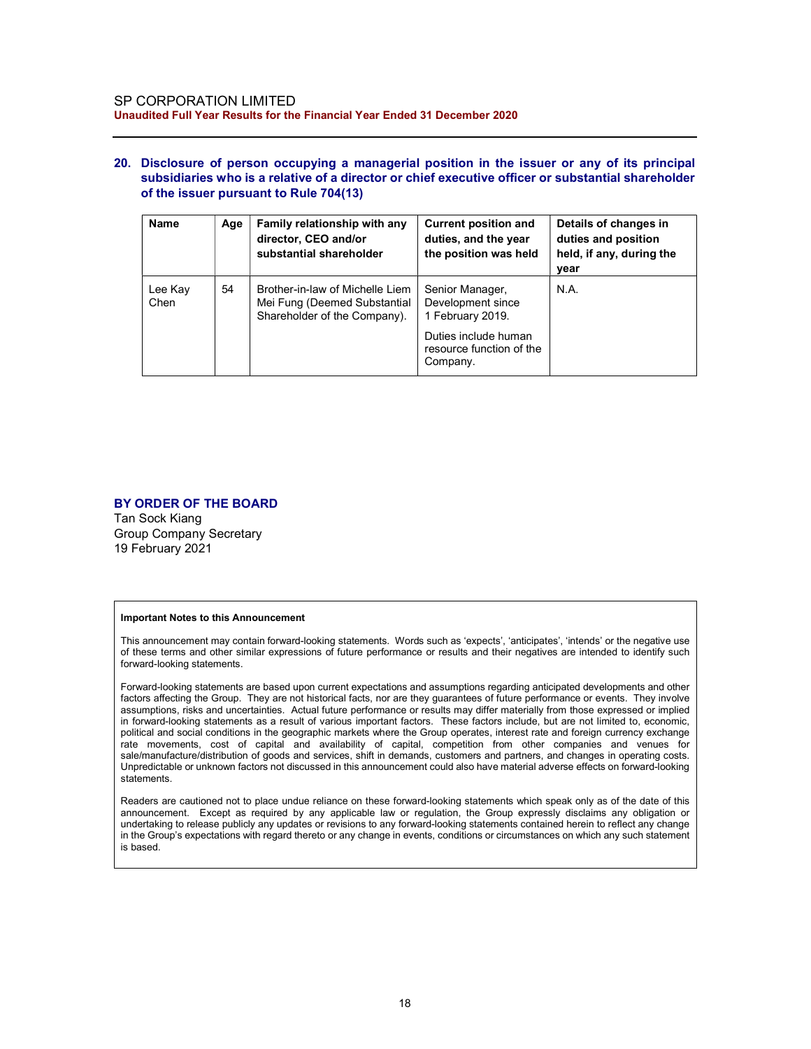## 20. Disclosure of person occupying a managerial position in the issuer or any of its principal subsidiaries who is a relative of a director or chief executive officer or substantial shareholder of the issuer pursuant to Rule 704(13)

| Name | Age | Family relationship with any director, CEO and/or substantial shareholder | Current position and duties, and the year the position was held | Details of changes in duties and position held, if any, during the year |
|---|---|---|---|---|
| Lee Kay Chen | 54 | Brother-in-law of Michelle Liem Mei Fung (Deemed Substantial Shareholder of the Company). | Senior Manager, Development since 1 February 2019. Duties include human resource function of the Company. | N.A. |

**BY ORDER OF THE BOARD**
Tan Sock Kiang
Group Company Secretary
19 February 2021

**Important Notes to this Announcement**

This announcement may contain forward-looking statements. Words such as 'expects', 'anticipates', 'intends' or the negative use of these terms and other similar expressions of future performance or results and their negatives are intended to identify such forward-looking statements.

Forward-looking statements are based upon current expectations and assumptions regarding anticipated developments and other factors affecting the Group. They are not historical facts, nor are they guarantees of future performance or events. They involve assumptions, risks and uncertainties. Actual future performance or results may differ materially from those expressed or implied in forward-looking statements as a result of various important factors. These factors include, but are not limited to, economic, political and social conditions in the geographic markets where the Group operates, interest rate and foreign currency exchange rate movements, cost of capital and availability of capital, competition from other companies and venues for sale/manufacture/distribution of goods and services, shift in demands, customers and partners, and changes in operating costs. Unpredictable or unknown factors not discussed in this announcement could also have material adverse effects on forward-looking statements.

Readers are cautioned not to place undue reliance on these forward-looking statements which speak only as of the date of this announcement. Except as required by any applicable law or regulation, the Group expressly disclaims any obligation or undertaking to release publicly any updates or revisions to any forward-looking statements contained herein to reflect any change in the Group's expectations with regard thereto or any change in events, conditions or circumstances on which any such statement is based.